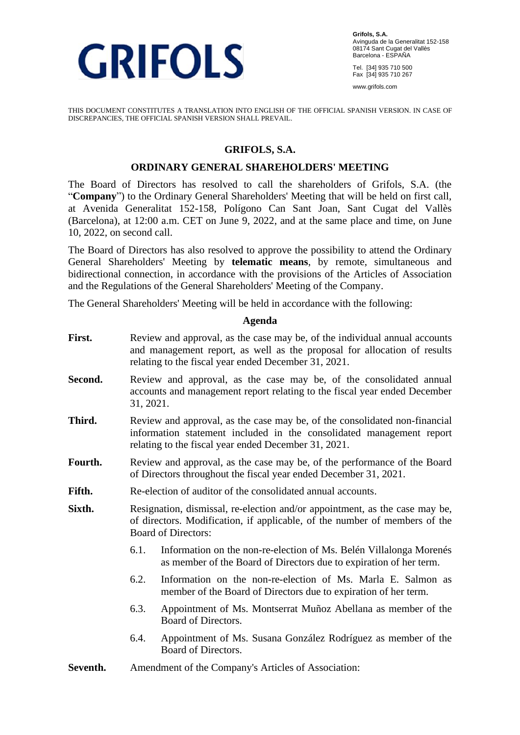**GRIFOLS**

**Grifols, S.A.**
Avinguda de la Generalitat 152-158
08174 Sant Cugat del Vallès
Barcelona - ESPAÑA

Tel. [34] 935 710 500
Fax [34] 935 710 267

www.grifols.com

THIS DOCUMENT CONSTITUTES A TRANSLATION INTO ENGLISH OF THE OFFICIAL SPANISH VERSION. IN CASE OF DISCREPANCIES, THE OFFICIAL SPANISH VERSION SHALL PREVAIL.

# GRIFOLS, S.A.

## ORDINARY GENERAL SHAREHOLDERS' MEETING

The Board of Directors has resolved to call the shareholders of Grifols, S.A. (the "**Company**") to the Ordinary General Shareholders' Meeting that will be held on first call, at Avenida Generalitat 152-158, Polígono Can Sant Joan, Sant Cugat del Vallès (Barcelona), at 12:00 a.m. CET on June 9, 2022, and at the same place and time, on June 10, 2022, on second call.

The Board of Directors has also resolved to approve the possibility to attend the Ordinary General Shareholders' Meeting by **telematic means**, by remote, simultaneous and bidirectional connection, in accordance with the provisions of the Articles of Association and the Regulations of the General Shareholders' Meeting of the Company.

The General Shareholders' Meeting will be held in accordance with the following:

### Agenda

**First.** Review and approval, as the case may be, of the individual annual accounts and management report, as well as the proposal for allocation of results relating to the fiscal year ended December 31, 2021.

**Second.** Review and approval, as the case may be, of the consolidated annual accounts and management report relating to the fiscal year ended December 31, 2021.

**Third.** Review and approval, as the case may be, of the consolidated non-financial information statement included in the consolidated management report relating to the fiscal year ended December 31, 2021.

**Fourth.** Review and approval, as the case may be, of the performance of the Board of Directors throughout the fiscal year ended December 31, 2021.

**Fifth.** Re-election of auditor of the consolidated annual accounts.

**Sixth.** Resignation, dismissal, re-election and/or appointment, as the case may be, of directors. Modification, if applicable, of the number of members of the Board of Directors:

- 6.1. Information on the non-re-election of Ms. Belén Villalonga Morenés as member of the Board of Directors due to expiration of her term.
- 6.2. Information on the non-re-election of Ms. Marla E. Salmon as member of the Board of Directors due to expiration of her term.
- 6.3. Appointment of Ms. Montserrat Muñoz Abellana as member of the Board of Directors.
- 6.4. Appointment of Ms. Susana González Rodríguez as member of the Board of Directors.

**Seventh.** Amendment of the Company's Articles of Association: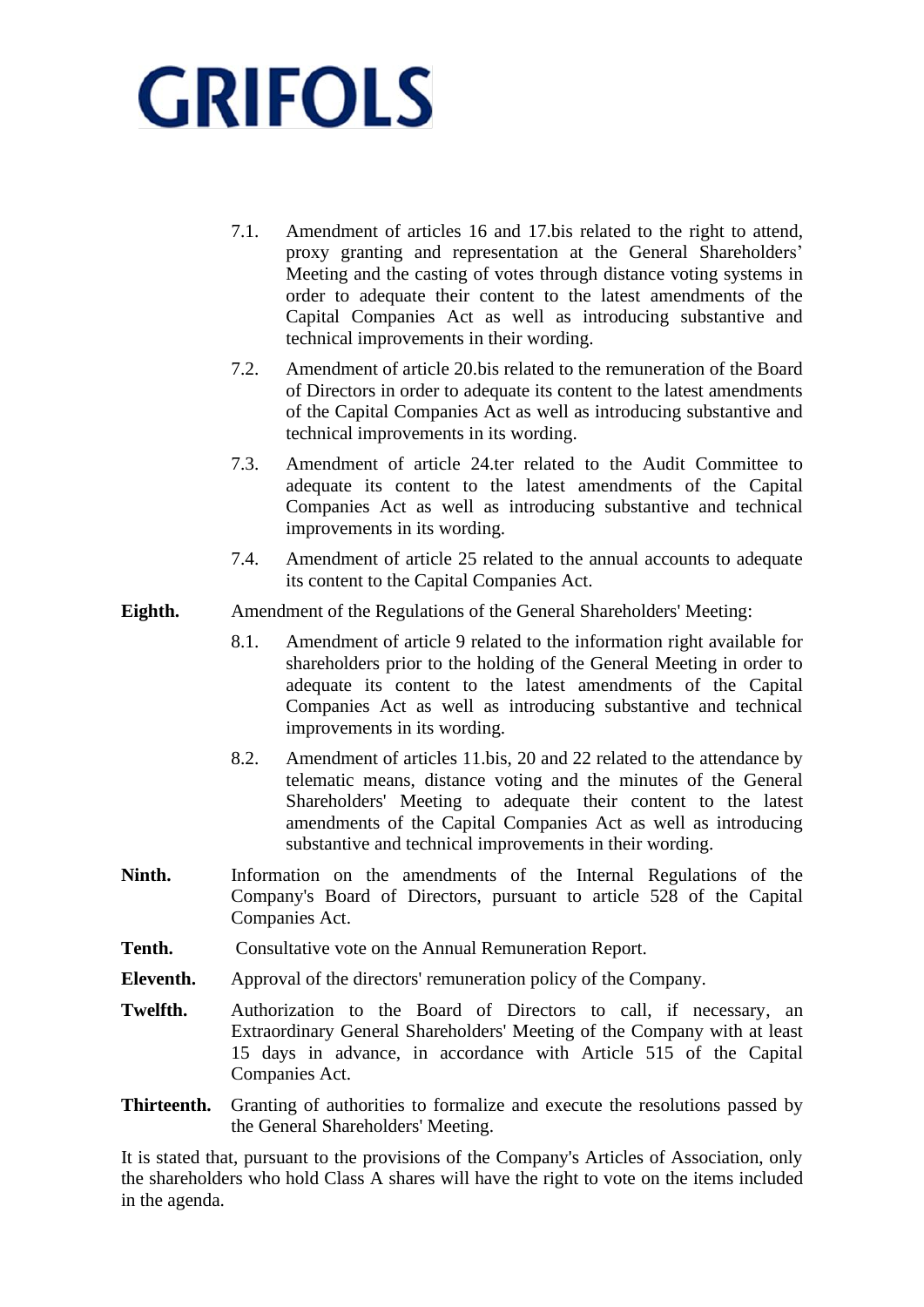7.1. Amendment of articles 16 and 17.bis related to the right to attend, proxy granting and representation at the General Shareholders' Meeting and the casting of votes through distance voting systems in order to adequate their content to the latest amendments of the Capital Companies Act as well as introducing substantive and technical improvements in their wording.

7.2. Amendment of article 20.bis related to the remuneration of the Board of Directors in order to adequate its content to the latest amendments of the Capital Companies Act as well as introducing substantive and technical improvements in its wording.

7.3. Amendment of article 24.ter related to the Audit Committee to adequate its content to the latest amendments of the Capital Companies Act as well as introducing substantive and technical improvements in its wording.

7.4. Amendment of article 25 related to the annual accounts to adequate its content to the Capital Companies Act.

**Eighth.** Amendment of the Regulations of the General Shareholders' Meeting:

8.1. Amendment of article 9 related to the information right available for shareholders prior to the holding of the General Meeting in order to adequate its content to the latest amendments of the Capital Companies Act as well as introducing substantive and technical improvements in its wording.

8.2. Amendment of articles 11.bis, 20 and 22 related to the attendance by telematic means, distance voting and the minutes of the General Shareholders' Meeting to adequate their content to the latest amendments of the Capital Companies Act as well as introducing substantive and technical improvements in their wording.

**Ninth.** Information on the amendments of the Internal Regulations of the Company's Board of Directors, pursuant to article 528 of the Capital Companies Act.

**Tenth.** Consultative vote on the Annual Remuneration Report.

**Eleventh.** Approval of the directors' remuneration policy of the Company.

**Twelfth.** Authorization to the Board of Directors to call, if necessary, an Extraordinary General Shareholders' Meeting of the Company with at least 15 days in advance, in accordance with Article 515 of the Capital Companies Act.

**Thirteenth.** Granting of authorities to formalize and execute the resolutions passed by the General Shareholders' Meeting.

It is stated that, pursuant to the provisions of the Company's Articles of Association, only the shareholders who hold Class A shares will have the right to vote on the items included in the agenda.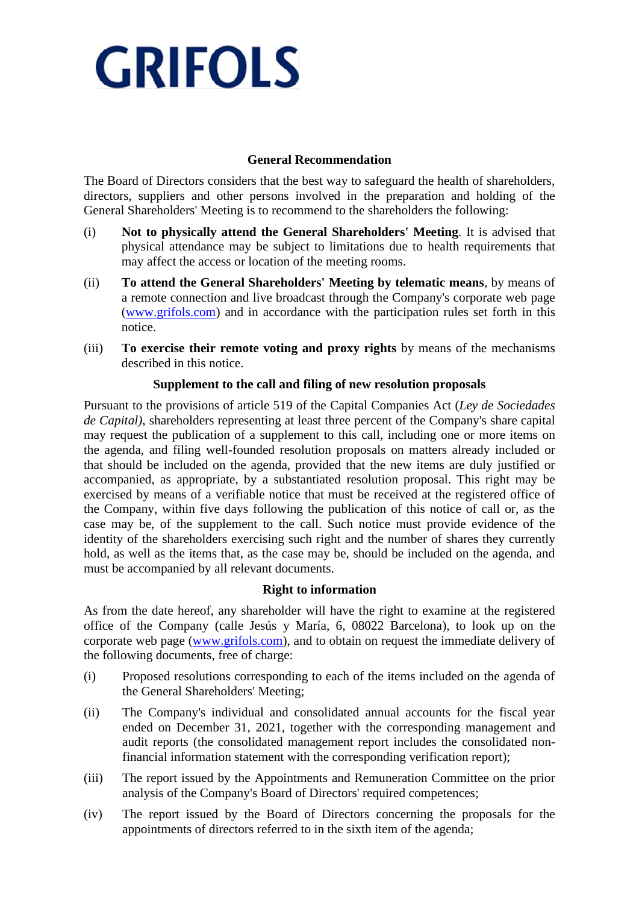GRIFOLS

### General Recommendation

The Board of Directors considers that the best way to safeguard the health of shareholders, directors, suppliers and other persons involved in the preparation and holding of the General Shareholders' Meeting is to recommend to the shareholders the following:

(i) **Not to physically attend the General Shareholders' Meeting**. It is advised that physical attendance may be subject to limitations due to health requirements that may affect the access or location of the meeting rooms.

(ii) **To attend the General Shareholders' Meeting by telematic means**, by means of a remote connection and live broadcast through the Company's corporate web page (www.grifols.com) and in accordance with the participation rules set forth in this notice.

(iii) **To exercise their remote voting and proxy rights** by means of the mechanisms described in this notice.

### Supplement to the call and filing of new resolution proposals

Pursuant to the provisions of article 519 of the Capital Companies Act (*Ley de Sociedades de Capital),* shareholders representing at least three percent of the Company's share capital may request the publication of a supplement to this call, including one or more items on the agenda, and filing well-founded resolution proposals on matters already included or that should be included on the agenda, provided that the new items are duly justified or accompanied, as appropriate, by a substantiated resolution proposal. This right may be exercised by means of a verifiable notice that must be received at the registered office of the Company, within five days following the publication of this notice of call or, as the case may be, of the supplement to the call. Such notice must provide evidence of the identity of the shareholders exercising such right and the number of shares they currently hold, as well as the items that, as the case may be, should be included on the agenda, and must be accompanied by all relevant documents.

### Right to information

As from the date hereof, any shareholder will have the right to examine at the registered office of the Company (calle Jesús y María, 6, 08022 Barcelona), to look up on the corporate web page (www.grifols.com), and to obtain on request the immediate delivery of the following documents, free of charge:

(i) Proposed resolutions corresponding to each of the items included on the agenda of the General Shareholders' Meeting;

(ii) The Company's individual and consolidated annual accounts for the fiscal year ended on December 31, 2021, together with the corresponding management and audit reports (the consolidated management report includes the consolidated non-financial information statement with the corresponding verification report);

(iii) The report issued by the Appointments and Remuneration Committee on the prior analysis of the Company's Board of Directors' required competences;

(iv) The report issued by the Board of Directors concerning the proposals for the appointments of directors referred to in the sixth item of the agenda;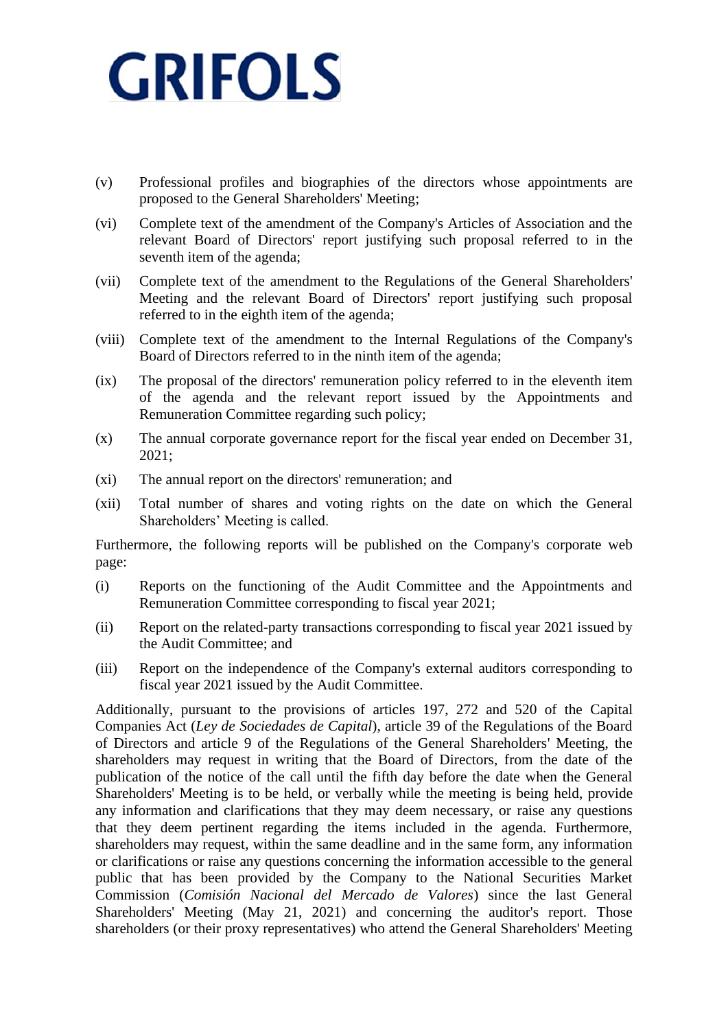(v) Professional profiles and biographies of the directors whose appointments are proposed to the General Shareholders' Meeting;

(vi) Complete text of the amendment of the Company's Articles of Association and the relevant Board of Directors' report justifying such proposal referred to in the seventh item of the agenda;

(vii) Complete text of the amendment to the Regulations of the General Shareholders' Meeting and the relevant Board of Directors' report justifying such proposal referred to in the eighth item of the agenda;

(viii) Complete text of the amendment to the Internal Regulations of the Company's Board of Directors referred to in the ninth item of the agenda;

(ix) The proposal of the directors' remuneration policy referred to in the eleventh item of the agenda and the relevant report issued by the Appointments and Remuneration Committee regarding such policy;

(x) The annual corporate governance report for the fiscal year ended on December 31, 2021;

(xi) The annual report on the directors' remuneration; and

(xii) Total number of shares and voting rights on the date on which the General Shareholders' Meeting is called.

Furthermore, the following reports will be published on the Company's corporate web page:

(i) Reports on the functioning of the Audit Committee and the Appointments and Remuneration Committee corresponding to fiscal year 2021;

(ii) Report on the related-party transactions corresponding to fiscal year 2021 issued by the Audit Committee; and

(iii) Report on the independence of the Company's external auditors corresponding to fiscal year 2021 issued by the Audit Committee.

Additionally, pursuant to the provisions of articles 197, 272 and 520 of the Capital Companies Act (*Ley de Sociedades de Capital*), article 39 of the Regulations of the Board of Directors and article 9 of the Regulations of the General Shareholders' Meeting, the shareholders may request in writing that the Board of Directors, from the date of the publication of the notice of the call until the fifth day before the date when the General Shareholders' Meeting is to be held, or verbally while the meeting is being held, provide any information and clarifications that they may deem necessary, or raise any questions that they deem pertinent regarding the items included in the agenda. Furthermore, shareholders may request, within the same deadline and in the same form, any information or clarifications or raise any questions concerning the information accessible to the general public that has been provided by the Company to the National Securities Market Commission (*Comisión Nacional del Mercado de Valores*) since the last General Shareholders' Meeting (May 21, 2021) and concerning the auditor's report. Those shareholders (or their proxy representatives) who attend the General Shareholders' Meeting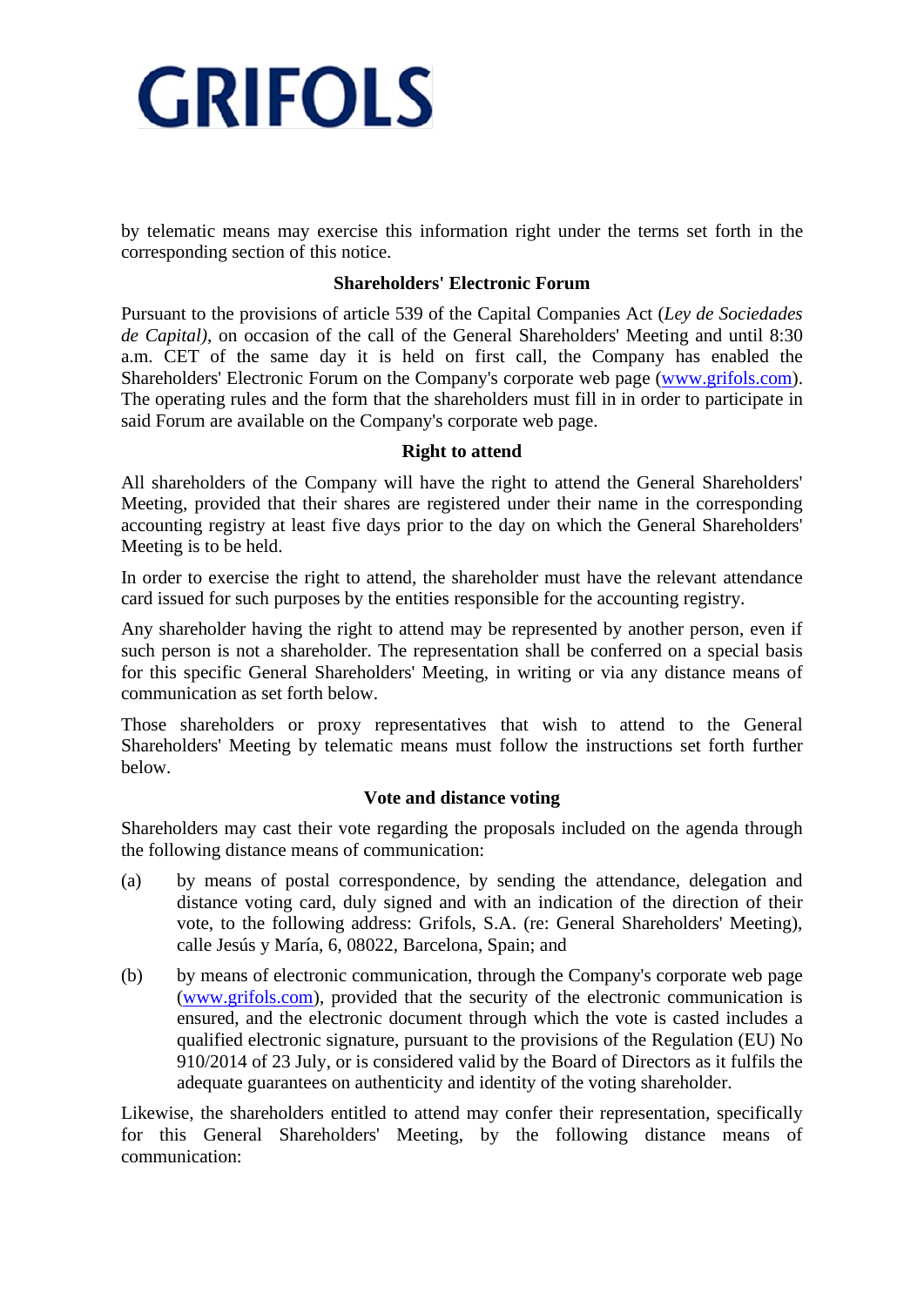by telematic means may exercise this information right under the terms set forth in the corresponding section of this notice.

**Shareholders' Electronic Forum**

Pursuant to the provisions of article 539 of the Capital Companies Act (*Ley de Sociedades de Capital)*, on occasion of the call of the General Shareholders' Meeting and until 8:30 a.m. CET of the same day it is held on first call, the Company has enabled the Shareholders' Electronic Forum on the Company's corporate web page (www.grifols.com). The operating rules and the form that the shareholders must fill in in order to participate in said Forum are available on the Company's corporate web page.

**Right to attend**

All shareholders of the Company will have the right to attend the General Shareholders' Meeting, provided that their shares are registered under their name in the corresponding accounting registry at least five days prior to the day on which the General Shareholders' Meeting is to be held.

In order to exercise the right to attend, the shareholder must have the relevant attendance card issued for such purposes by the entities responsible for the accounting registry.

Any shareholder having the right to attend may be represented by another person, even if such person is not a shareholder. The representation shall be conferred on a special basis for this specific General Shareholders' Meeting, in writing or via any distance means of communication as set forth below.

Those shareholders or proxy representatives that wish to attend to the General Shareholders' Meeting by telematic means must follow the instructions set forth further below.

**Vote and distance voting**

Shareholders may cast their vote regarding the proposals included on the agenda through the following distance means of communication:

(a) by means of postal correspondence, by sending the attendance, delegation and distance voting card, duly signed and with an indication of the direction of their vote, to the following address: Grifols, S.A. (re: General Shareholders' Meeting), calle Jesús y María, 6, 08022, Barcelona, Spain; and

(b) by means of electronic communication, through the Company's corporate web page (www.grifols.com), provided that the security of the electronic communication is ensured, and the electronic document through which the vote is casted includes a qualified electronic signature, pursuant to the provisions of the Regulation (EU) No 910/2014 of 23 July, or is considered valid by the Board of Directors as it fulfils the adequate guarantees on authenticity and identity of the voting shareholder.

Likewise, the shareholders entitled to attend may confer their representation, specifically for this General Shareholders' Meeting, by the following distance means of communication: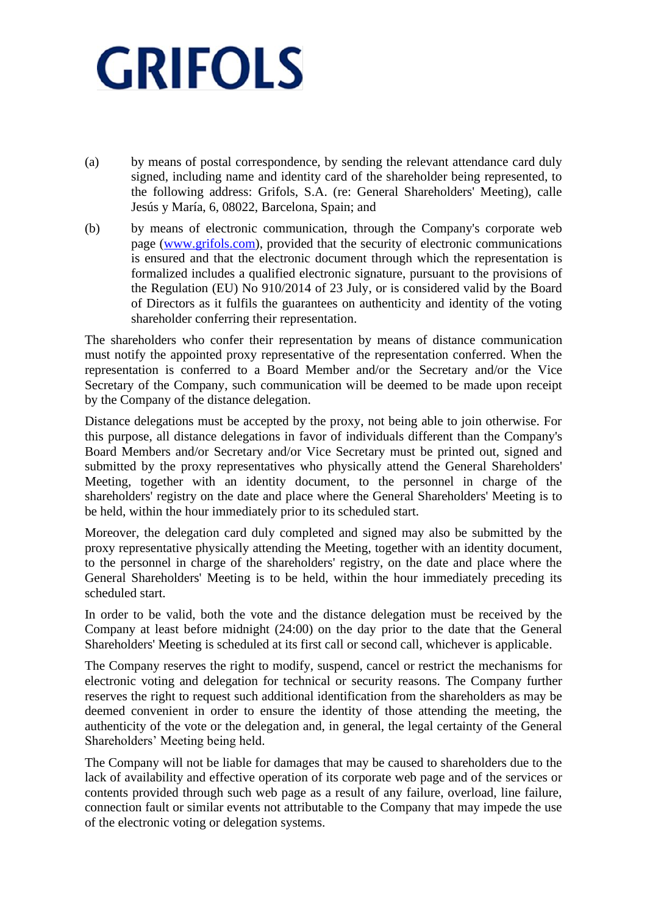(a) by means of postal correspondence, by sending the relevant attendance card duly signed, including name and identity card of the shareholder being represented, to the following address: Grifols, S.A. (re: General Shareholders' Meeting), calle Jesús y María, 6, 08022, Barcelona, Spain; and

(b) by means of electronic communication, through the Company's corporate web page ([www.grifols.com](www.grifols.com)), provided that the security of electronic communications is ensured and that the electronic document through which the representation is formalized includes a qualified electronic signature, pursuant to the provisions of the Regulation (EU) No 910/2014 of 23 July, or is considered valid by the Board of Directors as it fulfils the guarantees on authenticity and identity of the voting shareholder conferring their representation.

The shareholders who confer their representation by means of distance communication must notify the appointed proxy representative of the representation conferred. When the representation is conferred to a Board Member and/or the Secretary and/or the Vice Secretary of the Company, such communication will be deemed to be made upon receipt by the Company of the distance delegation.

Distance delegations must be accepted by the proxy, not being able to join otherwise. For this purpose, all distance delegations in favor of individuals different than the Company's Board Members and/or Secretary and/or Vice Secretary must be printed out, signed and submitted by the proxy representatives who physically attend the General Shareholders' Meeting, together with an identity document, to the personnel in charge of the shareholders' registry on the date and place where the General Shareholders' Meeting is to be held, within the hour immediately prior to its scheduled start.

Moreover, the delegation card duly completed and signed may also be submitted by the proxy representative physically attending the Meeting, together with an identity document, to the personnel in charge of the shareholders' registry, on the date and place where the General Shareholders' Meeting is to be held, within the hour immediately preceding its scheduled start.

In order to be valid, both the vote and the distance delegation must be received by the Company at least before midnight (24:00) on the day prior to the date that the General Shareholders' Meeting is scheduled at its first call or second call, whichever is applicable.

The Company reserves the right to modify, suspend, cancel or restrict the mechanisms for electronic voting and delegation for technical or security reasons. The Company further reserves the right to request such additional identification from the shareholders as may be deemed convenient in order to ensure the identity of those attending the meeting, the authenticity of the vote or the delegation and, in general, the legal certainty of the General Shareholders' Meeting being held.

The Company will not be liable for damages that may be caused to shareholders due to the lack of availability and effective operation of its corporate web page and of the services or contents provided through such web page as a result of any failure, overload, line failure, connection fault or similar events not attributable to the Company that may impede the use of the electronic voting or delegation systems.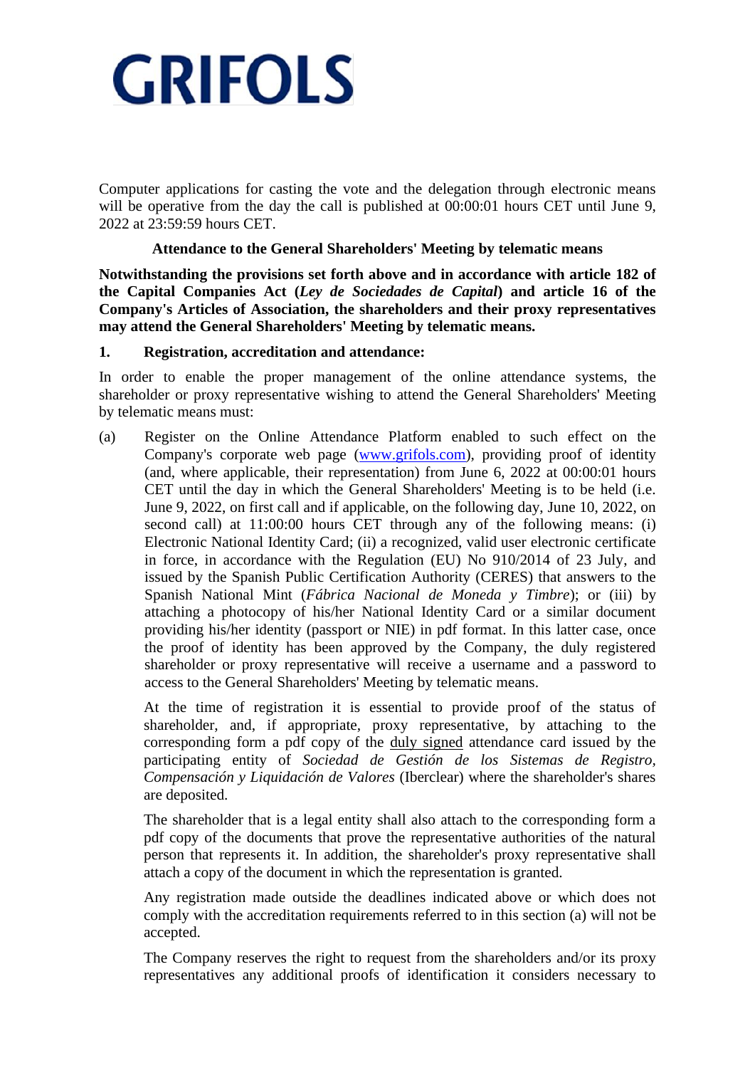Computer applications for casting the vote and the delegation through electronic means will be operative from the day the call is published at 00:00:01 hours CET until June 9, 2022 at 23:59:59 hours CET.

**Attendance to the General Shareholders' Meeting by telematic means**

**Notwithstanding the provisions set forth above and in accordance with article 182 of the Capital Companies Act (*Ley de Sociedades de Capital*) and article 16 of the Company's Articles of Association, the shareholders and their proxy representatives may attend the General Shareholders' Meeting by telematic means.**

**1. Registration, accreditation and attendance:**

In order to enable the proper management of the online attendance systems, the shareholder or proxy representative wishing to attend the General Shareholders' Meeting by telematic means must:

(a) Register on the Online Attendance Platform enabled to such effect on the Company's corporate web page (www.grifols.com), providing proof of identity (and, where applicable, their representation) from June 6, 2022 at 00:00:01 hours CET until the day in which the General Shareholders' Meeting is to be held (i.e. June 9, 2022, on first call and if applicable, on the following day, June 10, 2022, on second call) at 11:00:00 hours CET through any of the following means: (i) Electronic National Identity Card; (ii) a recognized, valid user electronic certificate in force, in accordance with the Regulation (EU) No 910/2014 of 23 July, and issued by the Spanish Public Certification Authority (CERES) that answers to the Spanish National Mint (*Fábrica Nacional de Moneda y Timbre*); or (iii) by attaching a photocopy of his/her National Identity Card or a similar document providing his/her identity (passport or NIE) in pdf format. In this latter case, once the proof of identity has been approved by the Company, the duly registered shareholder or proxy representative will receive a username and a password to access to the General Shareholders' Meeting by telematic means.

At the time of registration it is essential to provide proof of the status of shareholder, and, if appropriate, proxy representative, by attaching to the corresponding form a pdf copy of the duly signed attendance card issued by the participating entity of *Sociedad de Gestión de los Sistemas de Registro, Compensación y Liquidación de Valores* (Iberclear) where the shareholder's shares are deposited.

The shareholder that is a legal entity shall also attach to the corresponding form a pdf copy of the documents that prove the representative authorities of the natural person that represents it. In addition, the shareholder's proxy representative shall attach a copy of the document in which the representation is granted.

Any registration made outside the deadlines indicated above or which does not comply with the accreditation requirements referred to in this section (a) will not be accepted.

The Company reserves the right to request from the shareholders and/or its proxy representatives any additional proofs of identification it considers necessary to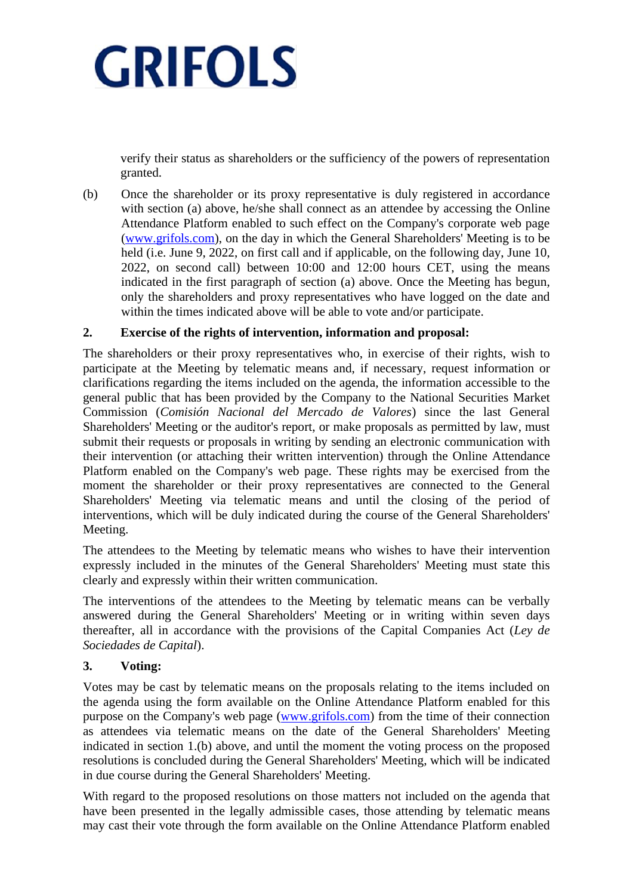verify their status as shareholders or the sufficiency of the powers of representation granted.

(b) Once the shareholder or its proxy representative is duly registered in accordance with section (a) above, he/she shall connect as an attendee by accessing the Online Attendance Platform enabled to such effect on the Company's corporate web page (www.grifols.com), on the day in which the General Shareholders' Meeting is to be held (i.e. June 9, 2022, on first call and if applicable, on the following day, June 10, 2022, on second call) between 10:00 and 12:00 hours CET, using the means indicated in the first paragraph of section (a) above. Once the Meeting has begun, only the shareholders and proxy representatives who have logged on the date and within the times indicated above will be able to vote and/or participate.

**2. Exercise of the rights of intervention, information and proposal:**

The shareholders or their proxy representatives who, in exercise of their rights, wish to participate at the Meeting by telematic means and, if necessary, request information or clarifications regarding the items included on the agenda, the information accessible to the general public that has been provided by the Company to the National Securities Market Commission (*Comisión Nacional del Mercado de Valores*) since the last General Shareholders' Meeting or the auditor's report, or make proposals as permitted by law, must submit their requests or proposals in writing by sending an electronic communication with their intervention (or attaching their written intervention) through the Online Attendance Platform enabled on the Company's web page. These rights may be exercised from the moment the shareholder or their proxy representatives are connected to the General Shareholders' Meeting via telematic means and until the closing of the period of interventions, which will be duly indicated during the course of the General Shareholders' Meeting.

The attendees to the Meeting by telematic means who wishes to have their intervention expressly included in the minutes of the General Shareholders' Meeting must state this clearly and expressly within their written communication.

The interventions of the attendees to the Meeting by telematic means can be verbally answered during the General Shareholders' Meeting or in writing within seven days thereafter, all in accordance with the provisions of the Capital Companies Act (*Ley de Sociedades de Capital*).

**3. Voting:**

Votes may be cast by telematic means on the proposals relating to the items included on the agenda using the form available on the Online Attendance Platform enabled for this purpose on the Company's web page (www.grifols.com) from the time of their connection as attendees via telematic means on the date of the General Shareholders' Meeting indicated in section 1.(b) above, and until the moment the voting process on the proposed resolutions is concluded during the General Shareholders' Meeting, which will be indicated in due course during the General Shareholders' Meeting.

With regard to the proposed resolutions on those matters not included on the agenda that have been presented in the legally admissible cases, those attending by telematic means may cast their vote through the form available on the Online Attendance Platform enabled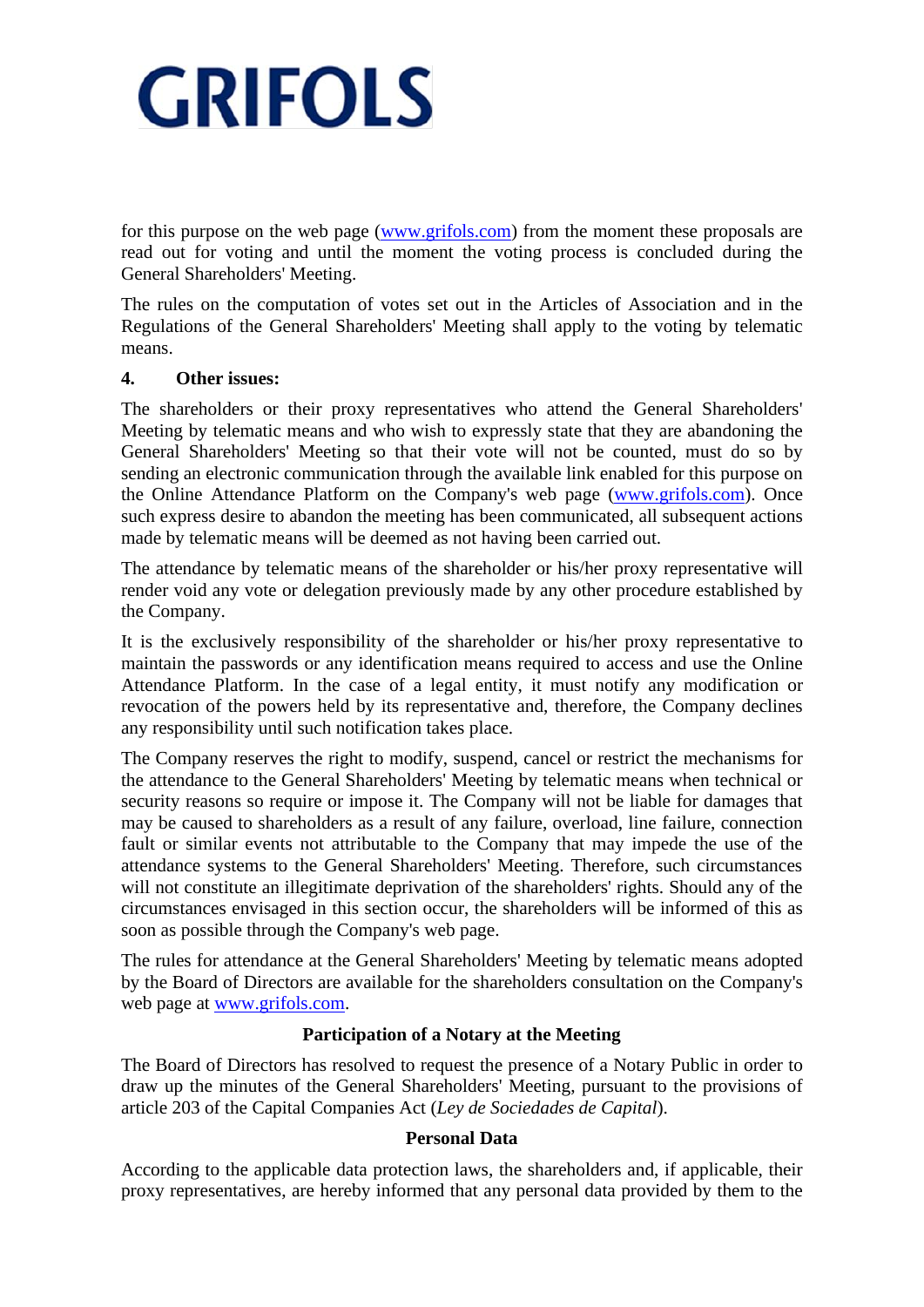for this purpose on the web page ([www.grifols.com](http://www.grifols.com)) from the moment these proposals are read out for voting and until the moment the voting process is concluded during the General Shareholders' Meeting.

The rules on the computation of votes set out in the Articles of Association and in the Regulations of the General Shareholders' Meeting shall apply to the voting by telematic means.

**4. Other issues:**

The shareholders or their proxy representatives who attend the General Shareholders' Meeting by telematic means and who wish to expressly state that they are abandoning the General Shareholders' Meeting so that their vote will not be counted, must do so by sending an electronic communication through the available link enabled for this purpose on the Online Attendance Platform on the Company's web page ([www.grifols.com](http://www.grifols.com)). Once such express desire to abandon the meeting has been communicated, all subsequent actions made by telematic means will be deemed as not having been carried out.

The attendance by telematic means of the shareholder or his/her proxy representative will render void any vote or delegation previously made by any other procedure established by the Company.

It is the exclusively responsibility of the shareholder or his/her proxy representative to maintain the passwords or any identification means required to access and use the Online Attendance Platform. In the case of a legal entity, it must notify any modification or revocation of the powers held by its representative and, therefore, the Company declines any responsibility until such notification takes place.

The Company reserves the right to modify, suspend, cancel or restrict the mechanisms for the attendance to the General Shareholders' Meeting by telematic means when technical or security reasons so require or impose it. The Company will not be liable for damages that may be caused to shareholders as a result of any failure, overload, line failure, connection fault or similar events not attributable to the Company that may impede the use of the attendance systems to the General Shareholders' Meeting. Therefore, such circumstances will not constitute an illegitimate deprivation of the shareholders' rights. Should any of the circumstances envisaged in this section occur, the shareholders will be informed of this as soon as possible through the Company's web page.

The rules for attendance at the General Shareholders' Meeting by telematic means adopted by the Board of Directors are available for the shareholders consultation on the Company's web page at [www.grifols.com](http://www.grifols.com).

**Participation of a Notary at the Meeting**

The Board of Directors has resolved to request the presence of a Notary Public in order to draw up the minutes of the General Shareholders' Meeting, pursuant to the provisions of article 203 of the Capital Companies Act (*Ley de Sociedades de Capital*).

**Personal Data**

According to the applicable data protection laws, the shareholders and, if applicable, their proxy representatives, are hereby informed that any personal data provided by them to the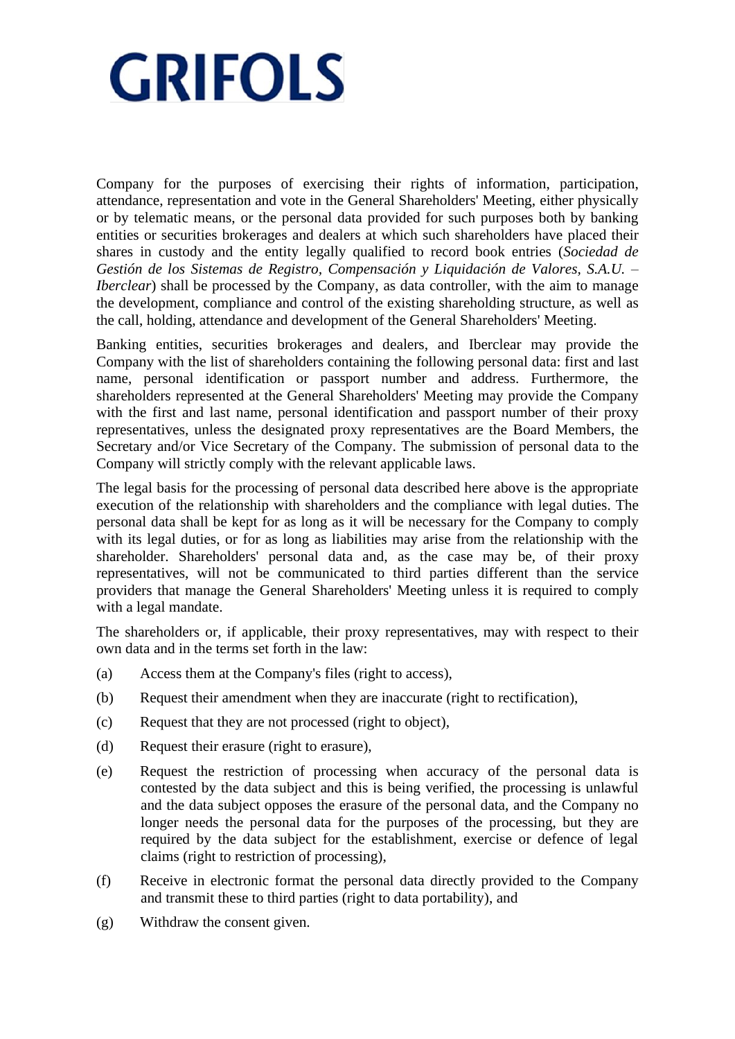Company for the purposes of exercising their rights of information, participation, attendance, representation and vote in the General Shareholders' Meeting, either physically or by telematic means, or the personal data provided for such purposes both by banking entities or securities brokerages and dealers at which such shareholders have placed their shares in custody and the entity legally qualified to record book entries (*Sociedad de Gestión de los Sistemas de Registro, Compensación y Liquidación de Valores, S.A.U. – Iberclear*) shall be processed by the Company, as data controller, with the aim to manage the development, compliance and control of the existing shareholding structure, as well as the call, holding, attendance and development of the General Shareholders' Meeting.

Banking entities, securities brokerages and dealers, and Iberclear may provide the Company with the list of shareholders containing the following personal data: first and last name, personal identification or passport number and address. Furthermore, the shareholders represented at the General Shareholders' Meeting may provide the Company with the first and last name, personal identification and passport number of their proxy representatives, unless the designated proxy representatives are the Board Members, the Secretary and/or Vice Secretary of the Company. The submission of personal data to the Company will strictly comply with the relevant applicable laws.

The legal basis for the processing of personal data described here above is the appropriate execution of the relationship with shareholders and the compliance with legal duties. The personal data shall be kept for as long as it will be necessary for the Company to comply with its legal duties, or for as long as liabilities may arise from the relationship with the shareholder. Shareholders' personal data and, as the case may be, of their proxy representatives, will not be communicated to third parties different than the service providers that manage the General Shareholders' Meeting unless it is required to comply with a legal mandate.

The shareholders or, if applicable, their proxy representatives, may with respect to their own data and in the terms set forth in the law:

(a) Access them at the Company's files (right to access),

(b) Request their amendment when they are inaccurate (right to rectification),

(c) Request that they are not processed (right to object),

(d) Request their erasure (right to erasure),

(e) Request the restriction of processing when accuracy of the personal data is contested by the data subject and this is being verified, the processing is unlawful and the data subject opposes the erasure of the personal data, and the Company no longer needs the personal data for the purposes of the processing, but they are required by the data subject for the establishment, exercise or defence of legal claims (right to restriction of processing),

(f) Receive in electronic format the personal data directly provided to the Company and transmit these to third parties (right to data portability), and

(g) Withdraw the consent given.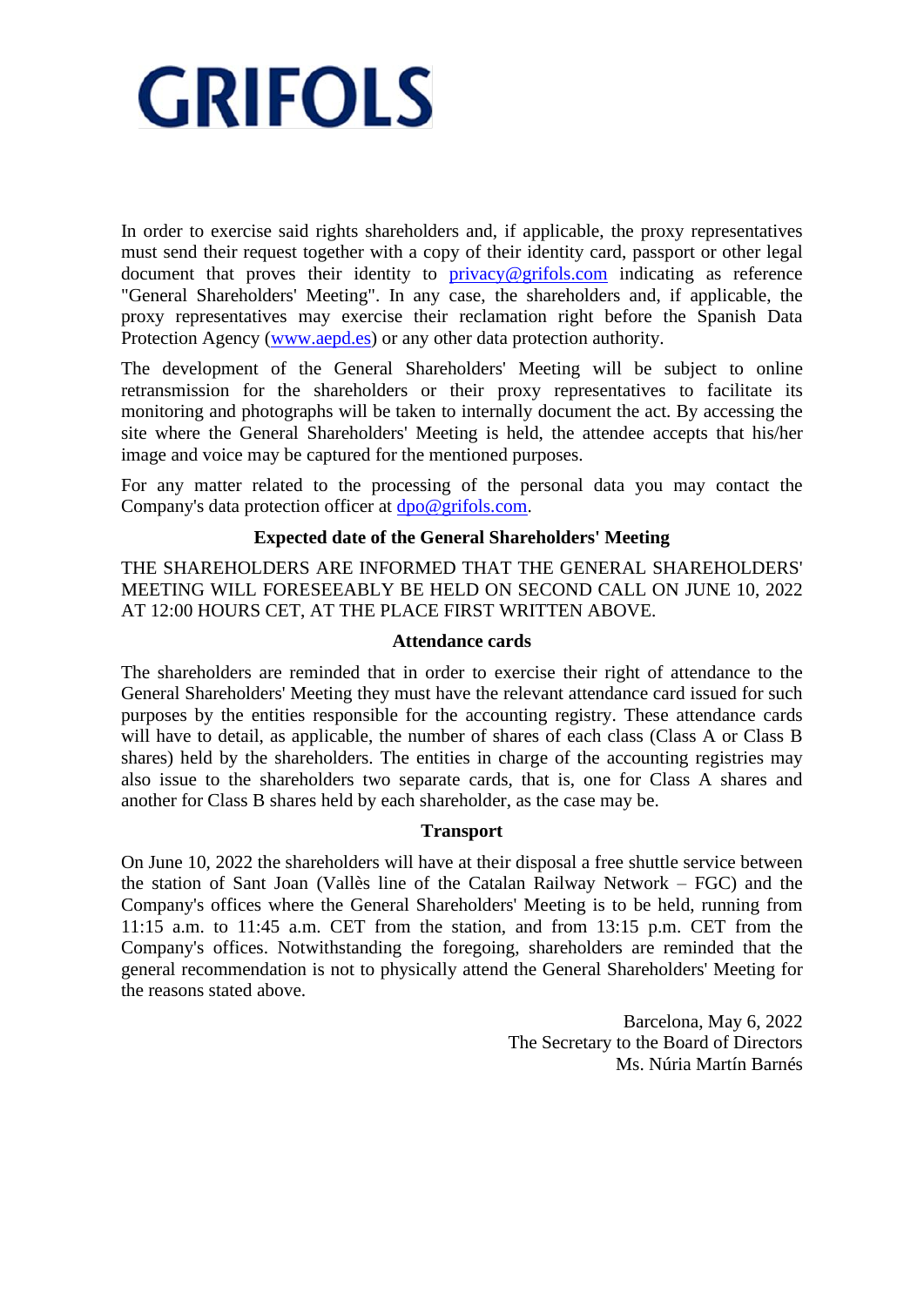In order to exercise said rights shareholders and, if applicable, the proxy representatives must send their request together with a copy of their identity card, passport or other legal document that proves their identity to privacy@grifols.com indicating as reference "General Shareholders' Meeting". In any case, the shareholders and, if applicable, the proxy representatives may exercise their reclamation right before the Spanish Data Protection Agency (www.aepd.es) or any other data protection authority.

The development of the General Shareholders' Meeting will be subject to online retransmission for the shareholders or their proxy representatives to facilitate its monitoring and photographs will be taken to internally document the act. By accessing the site where the General Shareholders' Meeting is held, the attendee accepts that his/her image and voice may be captured for the mentioned purposes.

For any matter related to the processing of the personal data you may contact the Company's data protection officer at dpo@grifols.com.

## Expected date of the General Shareholders' Meeting

THE SHAREHOLDERS ARE INFORMED THAT THE GENERAL SHAREHOLDERS' MEETING WILL FORESEEABLY BE HELD ON SECOND CALL ON JUNE 10, 2022 AT 12:00 HOURS CET, AT THE PLACE FIRST WRITTEN ABOVE.

## Attendance cards

The shareholders are reminded that in order to exercise their right of attendance to the General Shareholders' Meeting they must have the relevant attendance card issued for such purposes by the entities responsible for the accounting registry. These attendance cards will have to detail, as applicable, the number of shares of each class (Class A or Class B shares) held by the shareholders. The entities in charge of the accounting registries may also issue to the shareholders two separate cards, that is, one for Class A shares and another for Class B shares held by each shareholder, as the case may be.

## Transport

On June 10, 2022 the shareholders will have at their disposal a free shuttle service between the station of Sant Joan (Vallès line of the Catalan Railway Network – FGC) and the Company's offices where the General Shareholders' Meeting is to be held, running from 11:15 a.m. to 11:45 a.m. CET from the station, and from 13:15 p.m. CET from the Company's offices. Notwithstanding the foregoing, shareholders are reminded that the general recommendation is not to physically attend the General Shareholders' Meeting for the reasons stated above.

Barcelona, May 6, 2022
The Secretary to the Board of Directors
Ms. Núria Martín Barnés